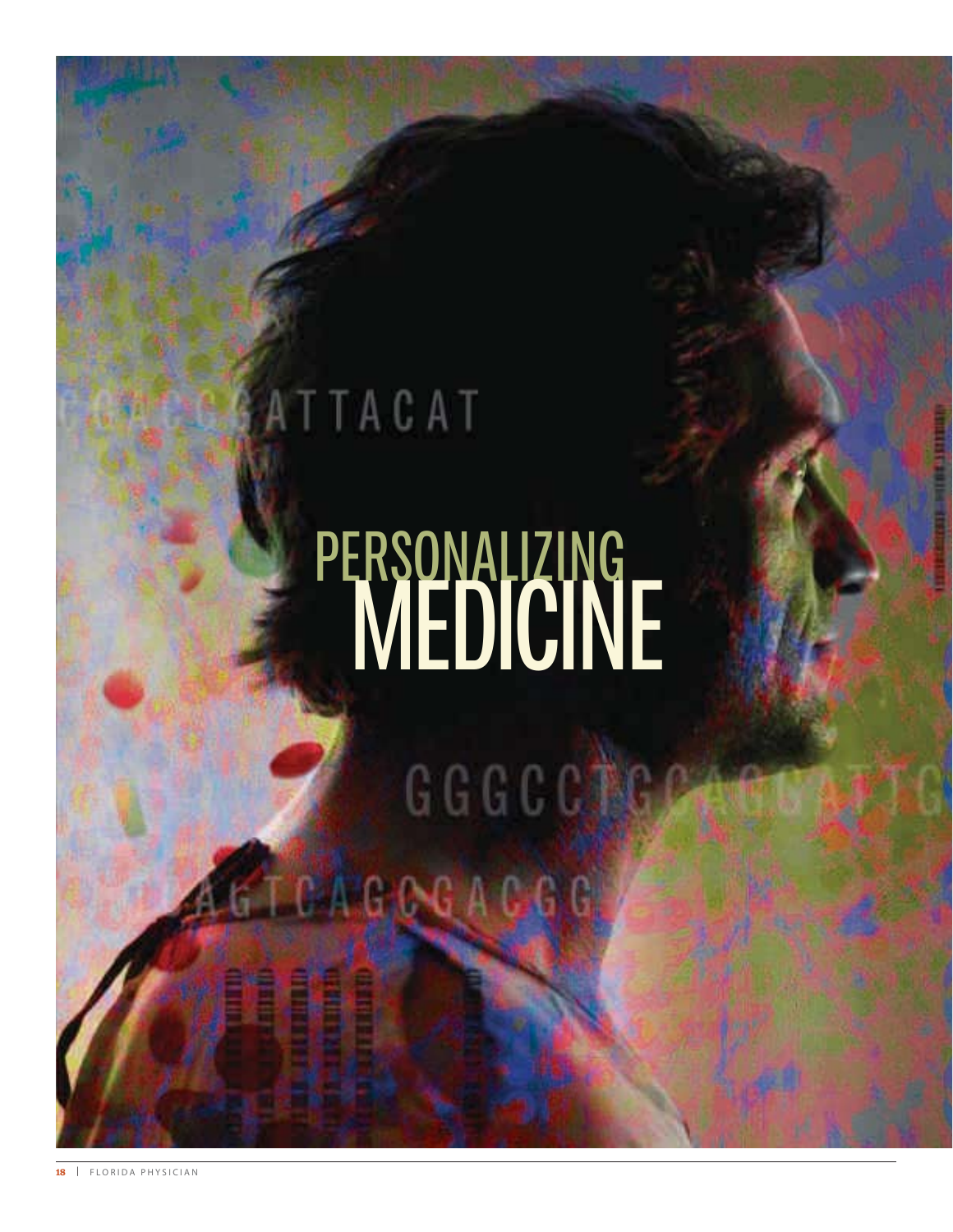# PERSONALIZING MEDICINE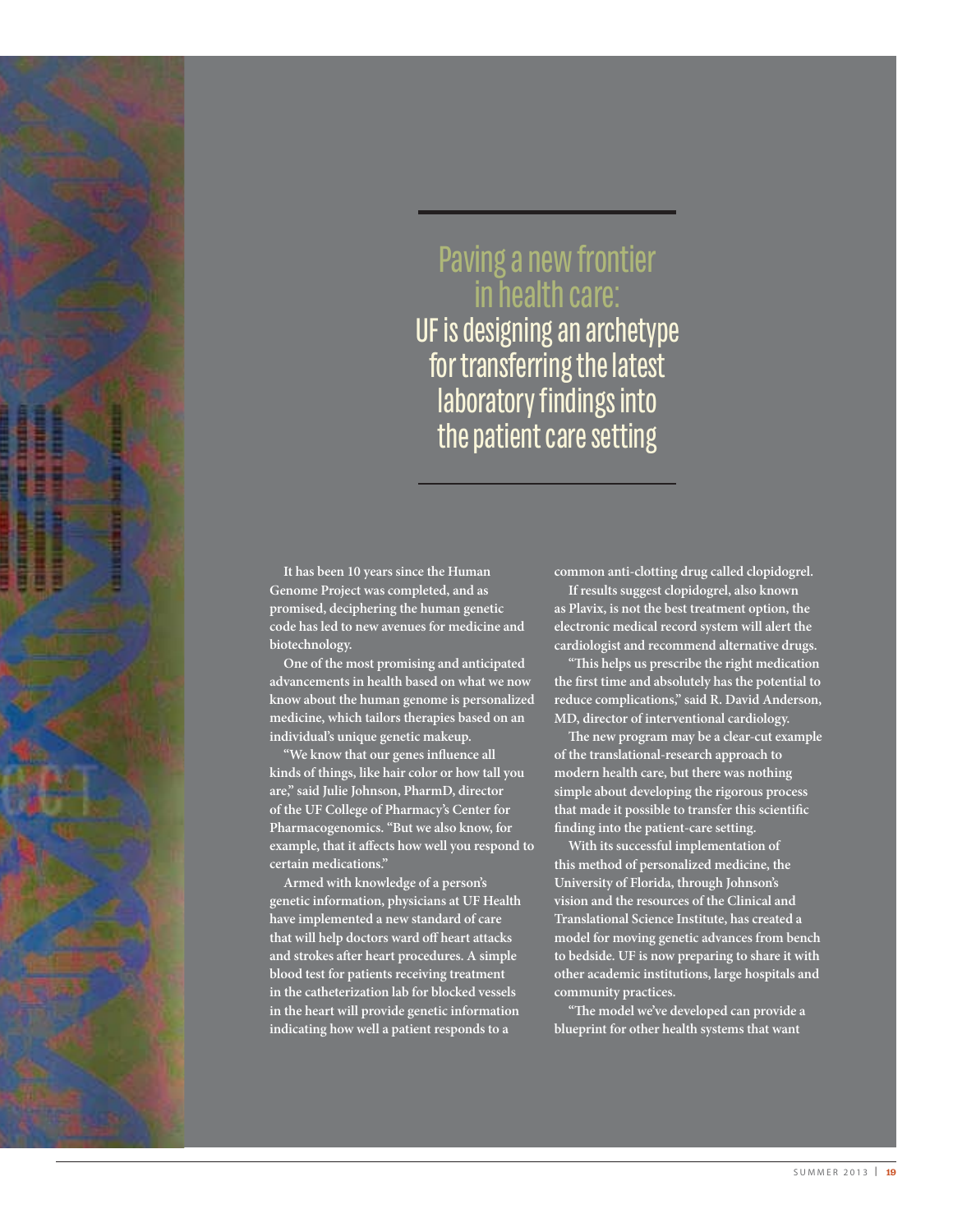# Paving a new frontier in health care:

## UF is designing an archetype for transferring the latest laboratory findings into the patient care setting

It has been 10 years since the Human Genome Project was completed, and as promised, deciphering the human genetic code has led to new avenues for medicine and biotechnology.

One of the most promising and anticipated advancements in health based on what we now know about the human genome is personalized medicine, which tailors therapies based on an individual's unique genetic makeup.

"We know that our genes influence all kinds of things, like hair color or how tall you are," said Julie Johnson, PharmD, director of the UF College of Pharmacy's Center for Pharmacogenomics. "But we also know, for example, that it affects how well you respond to certain medications."

Armed with knowledge of a person's genetic information, physicians at UF Health have implemented a new standard of care that will help doctors ward off heart attacks and strokes after heart procedures. A simple blood test for patients receiving treatment in the catheterization lab for blocked vessels in the heart will provide genetic information indicating how well a patient responds to a common anti-clotting drug called clopidogrel.

If results suggest clopidogrel, also known as Plavix, is not the best treatment option, the electronic medical record system will alert the cardiologist and recommend alternative drugs.

"This helps us prescribe the right medication the first time and absolutely has the potential to reduce complications," said R. David Anderson, MD, director of interventional cardiology.

The new program may be a clear-cut example of the translational-research approach to modern health care, but there was nothing simple about developing the rigorous process that made it possible to transfer this scientific finding into the patient-care setting.

With its successful implementation of this method of personalized medicine, the University of Florida, through Johnson's vision and the resources of the Clinical and Translational Science Institute, has created a model for moving genetic advances from bench to bedside. UF is now preparing to share it with other academic institutions, large hospitals and community practices.

"The model we've developed can provide a blueprint for other health systems that want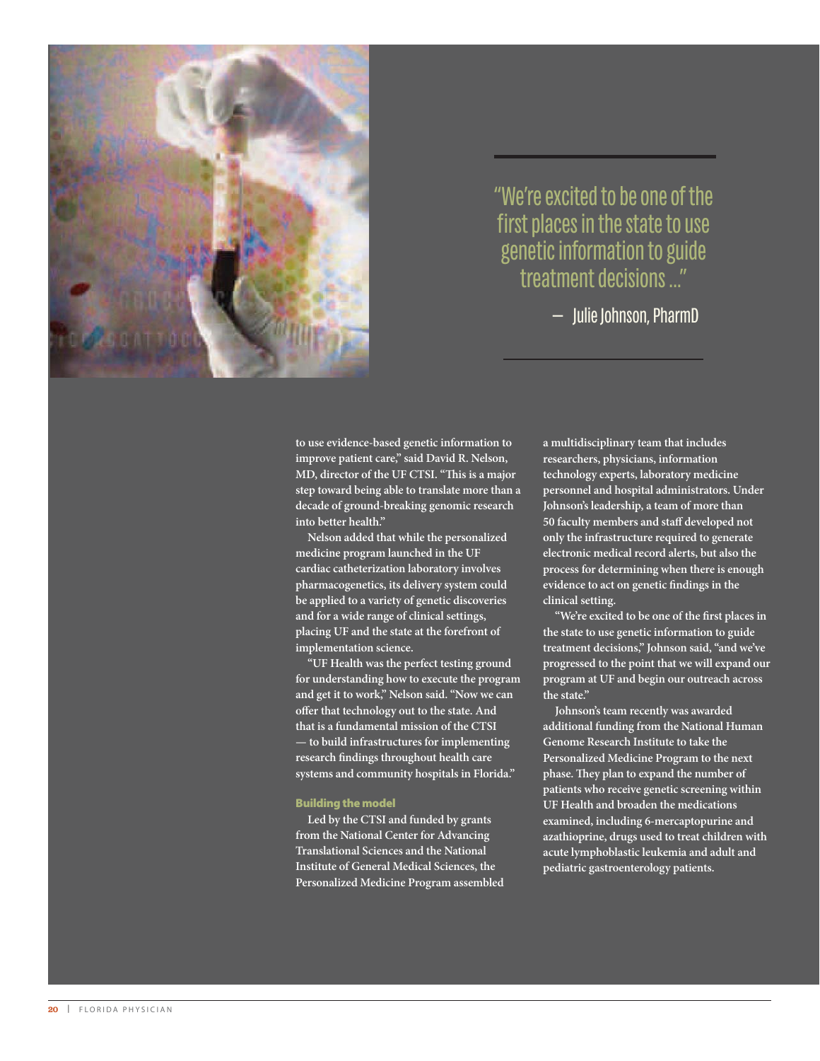"We're excited to be one of the first places in the state to use genetic information to guide treatment decisions ..."

— Julie Johnson, PharmD

to use evidence-based genetic information to improve patient care," said David R. Nelson, MD, director of the UF CTSI. "This is a major step toward being able to translate more than a decade of ground-breaking genomic research into better health."

Nelson added that while the personalized medicine program launched in the UF cardiac catheterization laboratory involves pharmacogenetics, its delivery system could be applied to a variety of genetic discoveries and for a wide range of clinical settings, placing UF and the state at the forefront of implementation science.

"UF Health was the perfect testing ground for understanding how to execute the program and get it to work," Nelson said. "Now we can offer that technology out to the state. And that is a fundamental mission of the CTSI — to build infrastructures for implementing research findings throughout health care systems and community hospitals in Florida."

### Building the model

Led by the CTSI and funded by grants from the National Center for Advancing Translational Sciences and the National Institute of General Medical Sciences, the Personalized Medicine Program assembled a multidisciplinary team that includes researchers, physicians, information technology experts, laboratory medicine personnel and hospital administrators. Under Johnson's leadership, a team of more than 50 faculty members and staff developed not only the infrastructure required to generate electronic medical record alerts, but also the process for determining when there is enough evidence to act on genetic findings in the clinical setting.

"We're excited to be one of the first places in the state to use genetic information to guide treatment decisions," Johnson said, "and we've progressed to the point that we will expand our program at UF and begin our outreach across the state."

Johnson's team recently was awarded additional funding from the National Human Genome Research Institute to take the Personalized Medicine Program to the next phase. They plan to expand the number of patients who receive genetic screening within UF Health and broaden the medications examined, including 6-mercaptopurine and azathioprine, drugs used to treat children with acute lymphoblastic leukemia and adult and pediatric gastroenterology patients.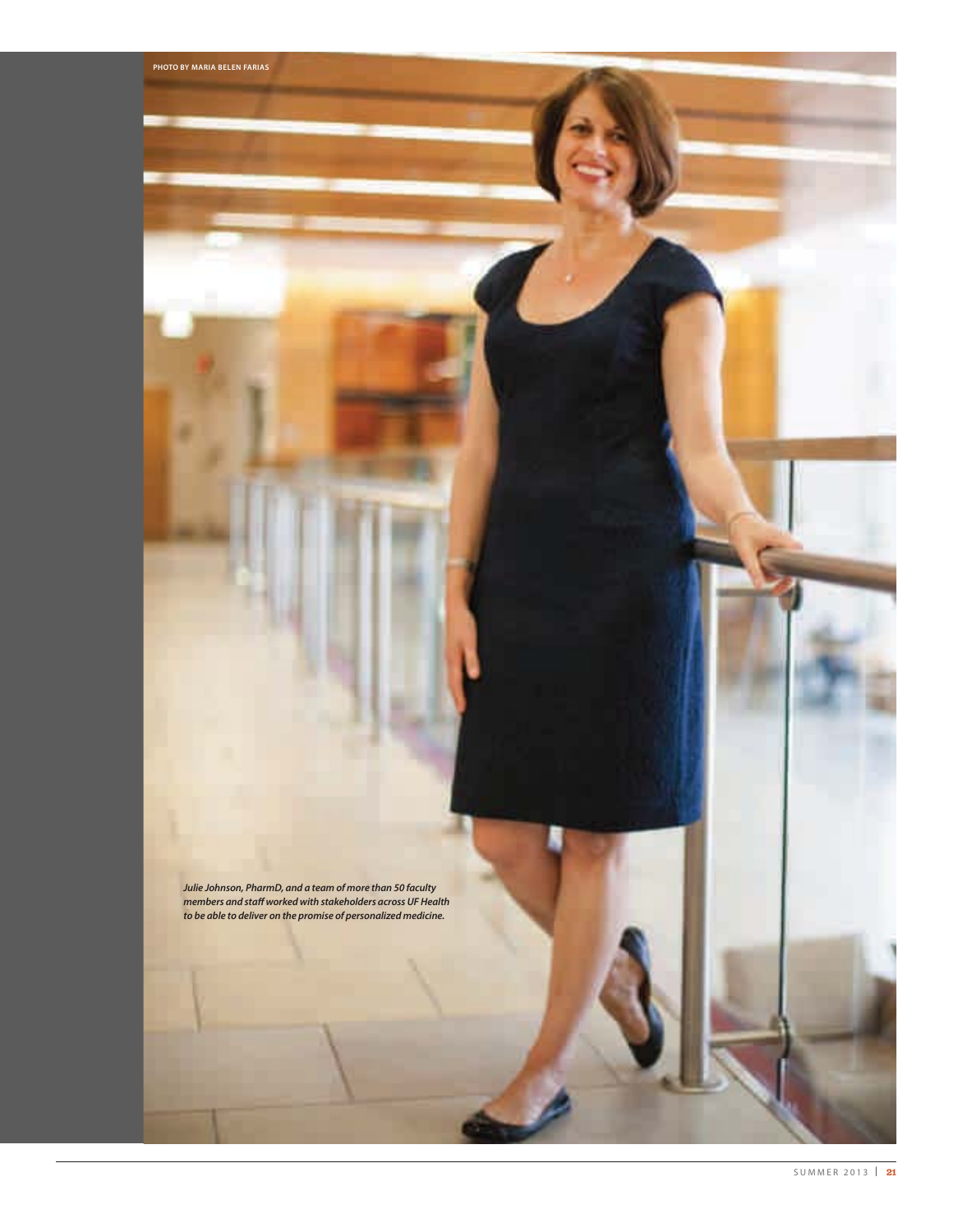PHOTO BY MARIA BELEN FARIAS

*Julie Johnson, PharmD, and a team of more than 50 faculty members and staff worked with stakeholders across UF Health to be able to deliver on the promise of personalized medicine.*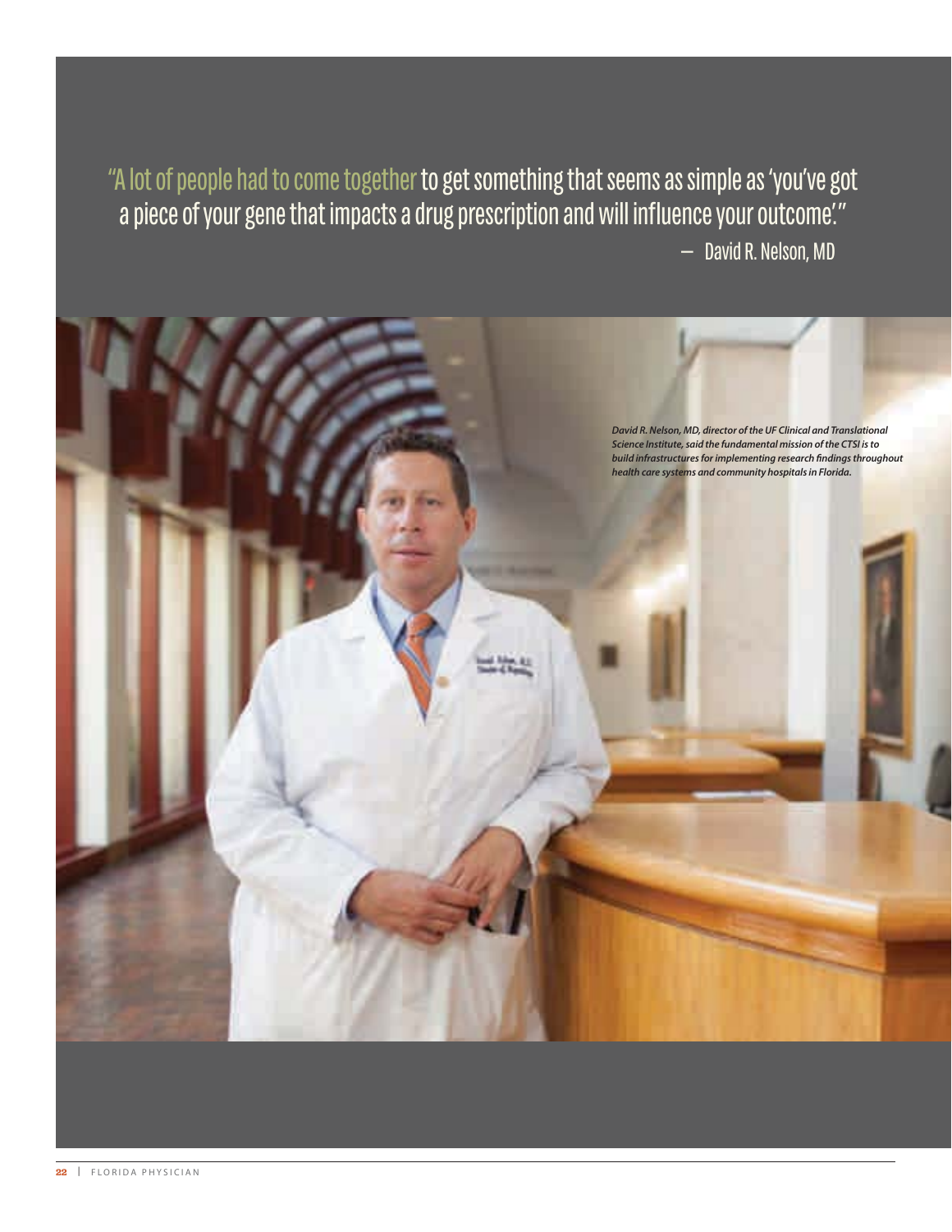"A lot of people had to come together to get something that seems as simple as 'you've got a piece of your gene that impacts a drug prescription and will influence your outcome.'"

— David R. Nelson, MD

*David R. Nelson, MD, director of the UF Clinical and Translational Science Institute, said the fundamental mission of the CTSI is to build infrastructures for implementing research findings throughout health care systems and community hospitals in Florida.*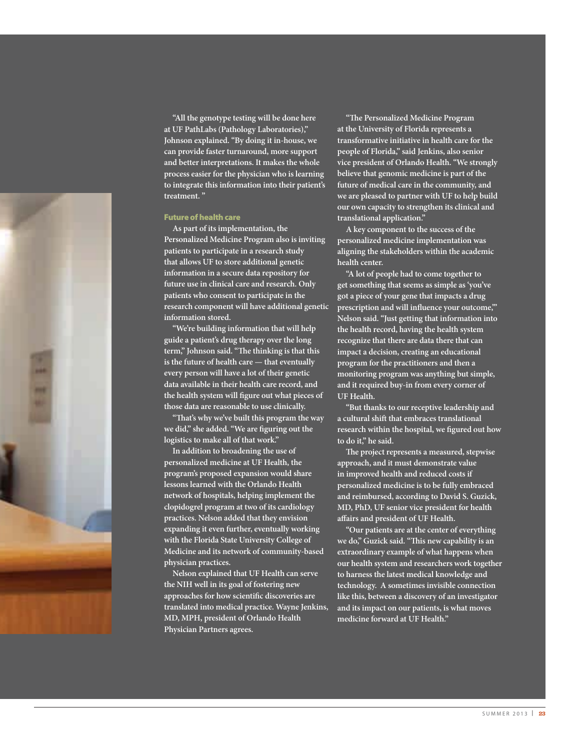"All the genotype testing will be done here at UF PathLabs (Pathology Laboratories)," Johnson explained. "By doing it in-house, we can provide faster turnaround, more support and better interpretations. It makes the whole process easier for the physician who is learning to integrate this information into their patient's treatment. "

### Future of health care

As part of its implementation, the Personalized Medicine Program also is inviting patients to participate in a research study that allows UF to store additional genetic information in a secure data repository for future use in clinical care and research. Only patients who consent to participate in the research component will have additional genetic information stored.

"We're building information that will help guide a patient's drug therapy over the long term," Johnson said. "The thinking is that this is the future of health care — that eventually every person will have a lot of their genetic data available in their health care record, and the health system will figure out what pieces of those data are reasonable to use clinically.

"That's why we've built this program the way we did," she added. "We are figuring out the logistics to make all of that work."

In addition to broadening the use of personalized medicine at UF Health, the program's proposed expansion would share lessons learned with the Orlando Health network of hospitals, helping implement the clopidogrel program at two of its cardiology practices. Nelson added that they envision expanding it even further, eventually working with the Florida State University College of Medicine and its network of community-based physician practices.

Nelson explained that UF Health can serve the NIH well in its goal of fostering new approaches for how scientific discoveries are translated into medical practice. Wayne Jenkins, MD, MPH, president of Orlando Health Physician Partners agrees.

"The Personalized Medicine Program at the University of Florida represents a transformative initiative in health care for the people of Florida," said Jenkins, also senior vice president of Orlando Health. "We strongly believe that genomic medicine is part of the future of medical care in the community, and we are pleased to partner with UF to help build our own capacity to strengthen its clinical and translational application."

A key component to the success of the personalized medicine implementation was aligning the stakeholders within the academic health center.

"A lot of people had to come together to get something that seems as simple as 'you've got a piece of your gene that impacts a drug prescription and will influence your outcome,'" Nelson said. "Just getting that information into the health record, having the health system recognize that there are data there that can impact a decision, creating an educational program for the practitioners and then a monitoring program was anything but simple, and it required buy-in from every corner of UF Health.

"But thanks to our receptive leadership and a cultural shift that embraces translational research within the hospital, we figured out how to do it," he said.

The project represents a measured, stepwise approach, and it must demonstrate value in improved health and reduced costs if personalized medicine is to be fully embraced and reimbursed, according to David S. Guzick, MD, PhD, UF senior vice president for health affairs and president of UF Health.

"Our patients are at the center of everything we do," Guzick said. "This new capability is an extraordinary example of what happens when our health system and researchers work together to harness the latest medical knowledge and technology. A sometimes invisible connection like this, between a discovery of an investigator and its impact on our patients, is what moves medicine forward at UF Health."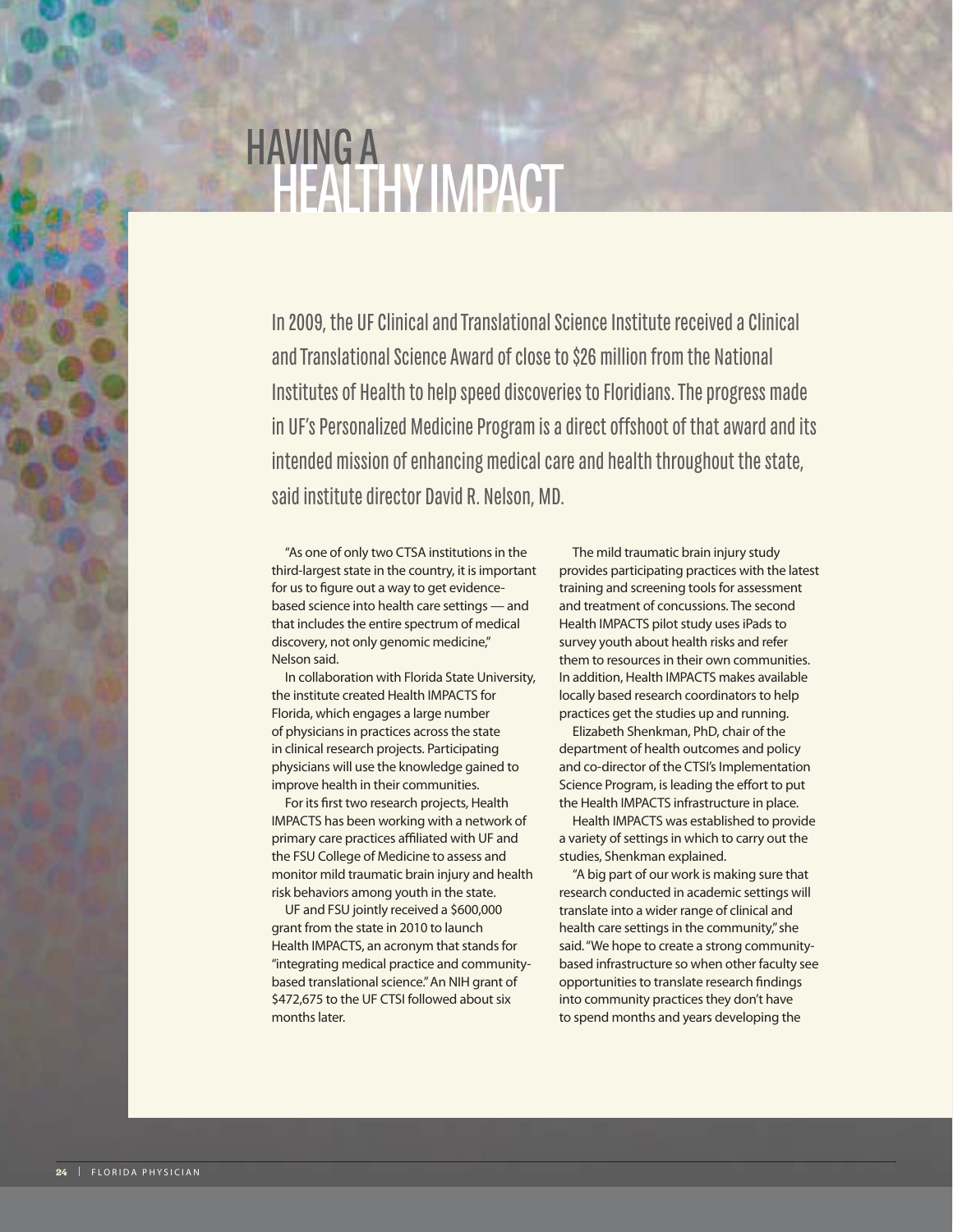# HAVING A HEALTHY IMPACT

In 2009, the UF Clinical and Translational Science Institute received a Clinical and Translational Science Award of close to $26 million from the National Institutes of Health to help speed discoveries to Floridians. The progress made in UF's Personalized Medicine Program is a direct offshoot of that award and its intended mission of enhancing medical care and health throughout the state, said institute director David R. Nelson, MD.

"As one of only two CTSA institutions in the third-largest state in the country, it is important for us to figure out a way to get evidence-based science into health care settings — and that includes the entire spectrum of medical discovery, not only genomic medicine," Nelson said.

In collaboration with Florida State University, the institute created Health IMPACTS for Florida, which engages a large number of physicians in practices across the state in clinical research projects. Participating physicians will use the knowledge gained to improve health in their communities.

For its first two research projects, Health IMPACTS has been working with a network of primary care practices affiliated with UF and the FSU College of Medicine to assess and monitor mild traumatic brain injury and health risk behaviors among youth in the state.

UF and FSU jointly received a $600,000 grant from the state in 2010 to launch Health IMPACTS, an acronym that stands for "integrating medical practice and community-based translational science." An NIH grant of $472,675 to the UF CTSI followed about six months later.

The mild traumatic brain injury study provides participating practices with the latest training and screening tools for assessment and treatment of concussions. The second Health IMPACTS pilot study uses iPads to survey youth about health risks and refer them to resources in their own communities. In addition, Health IMPACTS makes available locally based research coordinators to help practices get the studies up and running.

Elizabeth Shenkman, PhD, chair of the department of health outcomes and policy and co-director of the CTSI's Implementation Science Program, is leading the effort to put the Health IMPACTS infrastructure in place.

Health IMPACTS was established to provide a variety of settings in which to carry out the studies, Shenkman explained.

"A big part of our work is making sure that research conducted in academic settings will translate into a wider range of clinical and health care settings in the community," she said. "We hope to create a strong community-based infrastructure so when other faculty see opportunities to translate research findings into community practices they don't have to spend months and years developing the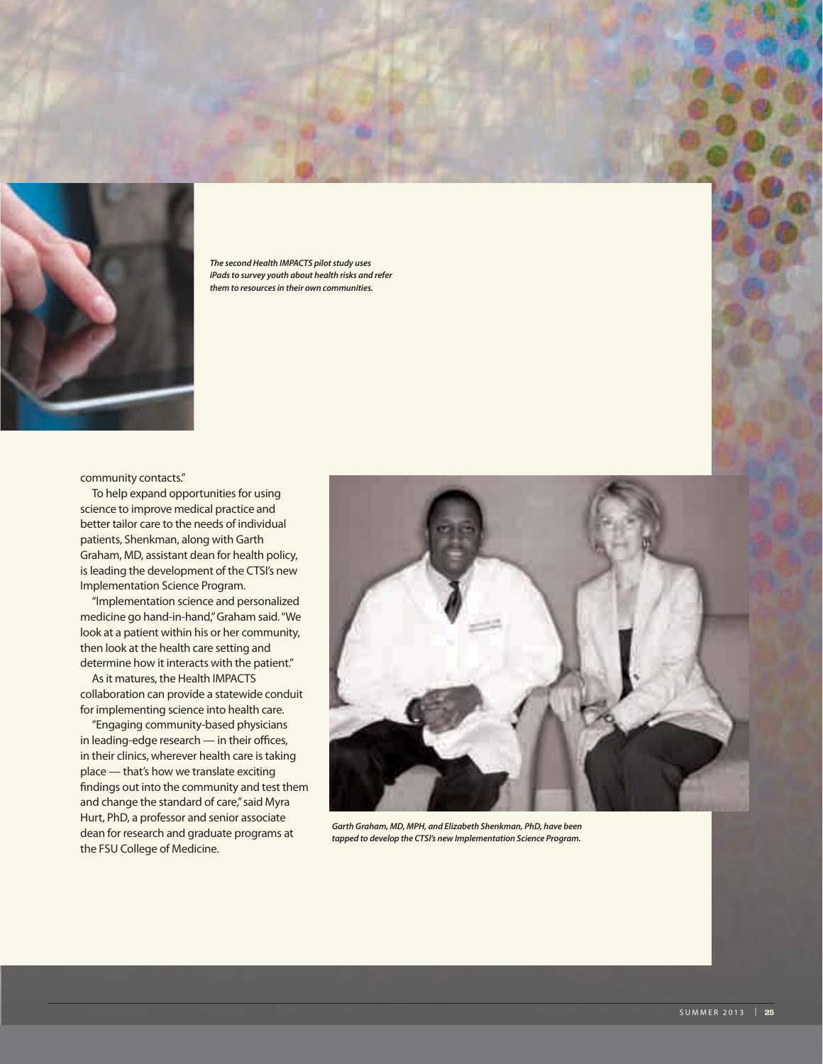*The second Health IMPACTS pilot study uses iPads to survey youth about health risks and refer them to resources in their own communities.*

community contacts."

To help expand opportunities for using science to improve medical practice and better tailor care to the needs of individual patients, Shenkman, along with Garth Graham, MD, assistant dean for health policy, is leading the development of the CTSI's new Implementation Science Program.

"Implementation science and personalized medicine go hand-in-hand," Graham said. "We look at a patient within his or her community, then look at the health care setting and determine how it interacts with the patient."

As it matures, the Health IMPACTS collaboration can provide a statewide conduit for implementing science into health care.

"Engaging community-based physicians in leading-edge research — in their offices, in their clinics, wherever health care is taking place — that's how we translate exciting findings out into the community and test them and change the standard of care," said Myra Hurt, PhD, a professor and senior associate dean for research and graduate programs at the FSU College of Medicine.

*Garth Graham, MD, MPH, and Elizabeth Shenkman, PhD, have been tapped to develop the CTSI's new Implementation Science Program.*